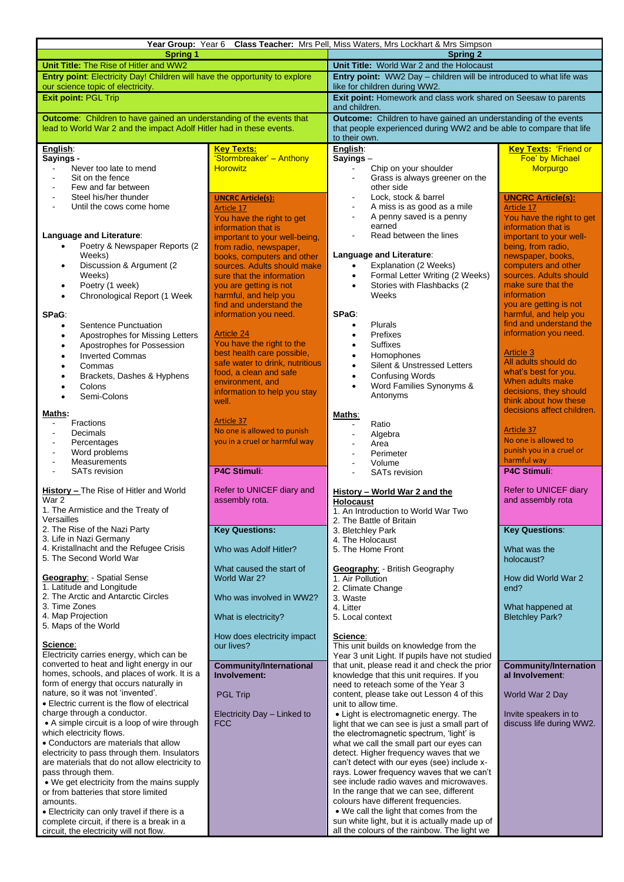**Year Group:** Year 6 **Class Teacher:** Mrs Pell, Miss Waters, Mrs Lockhart & Mrs Simpson

## Spring 1

**Unit Title:** The Rise of Hitler and WW2

**Entry point**: Electricity Day! Children will have the opportunity to explore our science topic of electricity.

**Exit point:** PGL Trip

**Outcome**: Children to have gained an understanding of the events that lead to World War 2 and the impact Adolf Hitler had in these events.

**English**:

**Sayings -**

- Never too late to mend
- Sit on the fence
- Few and far between
- Steel his/her thunder
- Until the cows come home

**Language and Literature**:

- Poetry & Newspaper Reports (2 Weeks)
- Discussion & Argument (2 Weeks)
- Poetry (1 week)
- Chronological Report (1 Week

**SPaG**:

- Sentence Punctuation
- Apostrophes for Missing Letters
- Apostrophes for Possession
- Inverted Commas
- Commas
- Brackets, Dashes & Hyphens
- Colons
- Semi-Colons

**Maths:**

- Fractions
- Decimals
- Percentages
- Word problems
- Measurements
- SATs revision

**History –** The Rise of Hitler and World War 2

1. The Armistice and the Treaty of Versailles
2. The Rise of the Nazi Party
3. Life in Nazi Germany
4. Kristallnacht and the Refugee Crisis
5. The Second World War

**Geography**: - Spatial Sense

1. Latitude and Longitude
2. The Arctic and Antarctic Circles
3. Time Zones
4. Map Projection
5. Maps of the World

**Science**:

Electricity carries energy, which can be converted to heat and light energy in our homes, schools, and places of work. It is a form of energy that occurs naturally in nature, so it was not 'invented'.

- Electric current is the flow of electrical charge through a conductor.
- A simple circuit is a loop of wire through which electricity flows.
- Conductors are materials that allow electricity to pass through them. Insulators are materials that do not allow electricity to pass through them.
- We get electricity from the mains supply or from batteries that store limited amounts.
- Electricity can only travel if there is a complete circuit, if there is a break in a circuit, the electricity will not flow.

**Key Texts:**

'Stormbreaker' – Anthony Horowitz

**UNCRC Article(s):**

Article 17

You have the right to get information that is important to your well-being, from radio, newspaper, books, computers and other sources. Adults should make sure that the information you are getting is not harmful, and help you find and understand the information you need.

Article 24

You have the right to the best health care possible, safe water to drink, nutritious food, a clean and safe environment, and information to help you stay well.

Article 37

No one is allowed to punish you in a cruel or harmful way

**P4C Stimuli**:

Refer to UNICEF diary and assembly rota.

**Key Questions:**

Who was Adolf Hitler?

What caused the start of World War 2?

Who was involved in WW2?

What is electricity?

How does electricity impact our lives?

**Community/International Involvement:**

PGL Trip

Electricity Day – Linked to FCC

## Spring 2

**Unit Title:** World War 2 and the Holocaust

**Entry point:** WW2 Day – children will be introduced to what life was like for children during WW2.

**Exit point:** Homework and class work shared on Seesaw to parents and children.

**Outcome:** Children to have gained an understanding of the events that people experienced during WW2 and be able to compare that life to their own.

**English**:

**Sayings –**

- Chip on your shoulder
- Grass is always greener on the other side
- Lock, stock & barrel
- A miss is as good as a mile
- A penny saved is a penny earned
- Read between the lines

**Language and Literature**:

- Explanation (2 Weeks)
- Formal Letter Writing (2 Weeks)
- Stories with Flashbacks (2 Weeks

**SPaG**:

- Plurals
- Prefixes
- Suffixes
- Homophones
- Silent & Unstressed Letters
- Confusing Words
- Word Families Synonyms & Antonyms

**Maths**:

- Ratio
- Algebra
- Area
- Perimeter
- Volume
- SATs revision

**History – World War 2 and the Holocaust**

1. An Introduction to World War Two
2. The Battle of Britain
3. Bletchley Park
4. The Holocaust
5. The Home Front

**Geography**: - British Geography

1. Air Pollution
2. Climate Change
3. Waste
4. Litter
5. Local context

**Science**:

This unit builds on knowledge from the Year 3 unit Light. If pupils have not studied that unit, please read it and check the prior knowledge that this unit requires. If you need to reteach some of the Year 3 content, please take out Lesson 4 of this unit to allow time.

- Light is electromagnetic energy. The light that we can see is just a small part of the electromagnetic spectrum, 'light' is what we call the small part our eyes can detect. Higher frequency waves that we can't detect with our eyes (see) include x-rays. Lower frequency waves that we can't see include radio waves and microwaves. In the range that we can see, different colours have different frequencies.
- We call the light that comes from the sun white light, but it is actually made up of all the colours of the rainbow. The light we

**Key Texts:** 'Friend or Foe' by Michael Morpurgo

**UNCRC Article(s):**

Article 17

You have the right to get information that is important to your well-being, from radio, newspaper, books, computers and other sources. Adults should make sure that the information you are getting is not harmful, and help you find and understand the information you need.

Article 3

All adults should do what's best for you. When adults make decisions, they should think about how these decisions affect children.

Article 37

No one is allowed to punish you in a cruel or harmful way

**P4C Stimuli**:

Refer to UNICEF diary and assembly rota

**Key Questions**:

What was the holocaust?

How did World War 2 end?

What happened at Bletchley Park?

**Community/International Involvement**:

World War 2 Day

Invite speakers in to discuss life during WW2.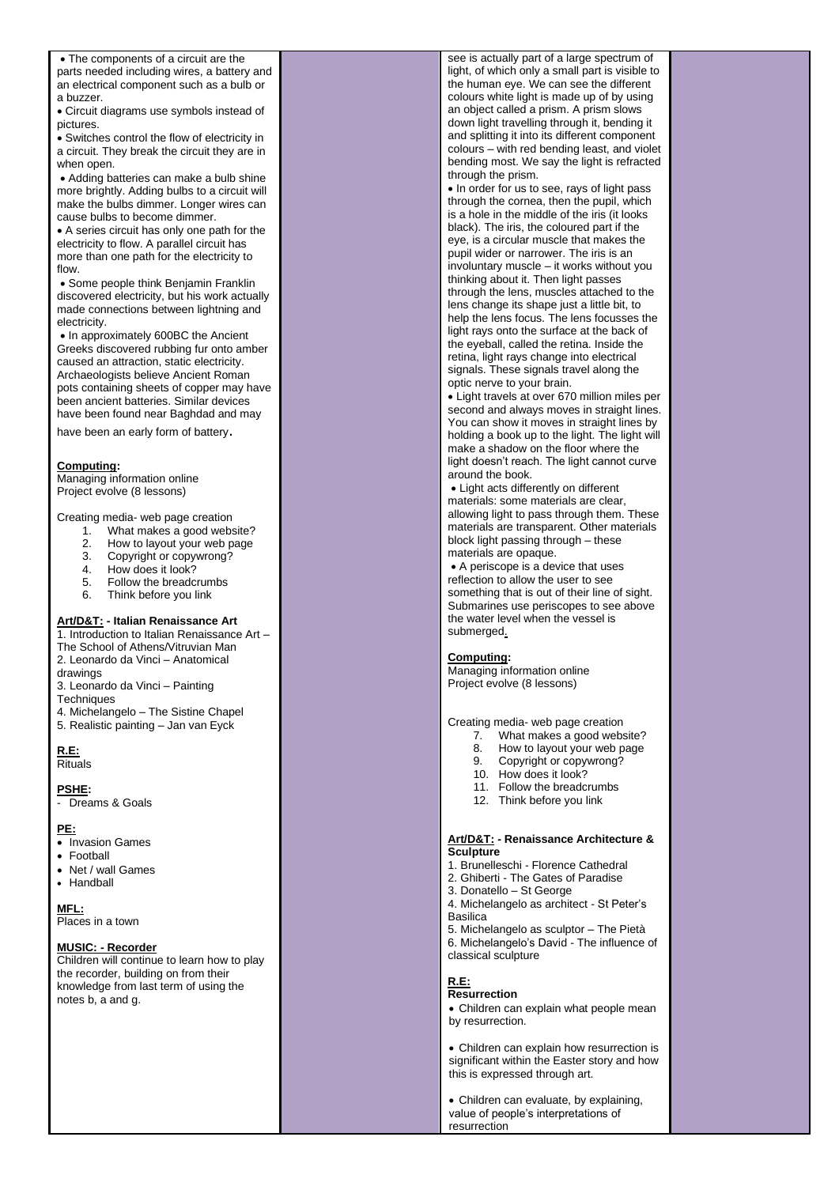- The components of a circuit are the parts needed including wires, a battery and an electrical component such as a bulb or a buzzer.
- Circuit diagrams use symbols instead of pictures.
- Switches control the flow of electricity in a circuit. They break the circuit they are in when open.
- Adding batteries can make a bulb shine more brightly. Adding bulbs to a circuit will make the bulbs dimmer. Longer wires can cause bulbs to become dimmer.
- A series circuit has only one path for the electricity to flow. A parallel circuit has more than one path for the electricity to flow.
- Some people think Benjamin Franklin discovered electricity, but his work actually made connections between lightning and electricity.
- In approximately 600BC the Ancient Greeks discovered rubbing fur onto amber caused an attraction, static electricity. Archaeologists believe Ancient Roman pots containing sheets of copper may have been ancient batteries. Similar devices have been found near Baghdad and may have been an early form of battery.

**Computing:**
Managing information online
Project evolve (8 lessons)

Creating media- web page creation
1. What makes a good website?
2. How to layout your web page
3. Copyright or copywrong?
4. How does it look?
5. Follow the breadcrumbs
6. Think before you link

**Art/D&T: - Italian Renaissance Art**
1. Introduction to Italian Renaissance Art – The School of Athens/Vitruvian Man
2. Leonardo da Vinci – Anatomical drawings
3. Leonardo da Vinci – Painting Techniques
4. Michelangelo – The Sistine Chapel
5. Realistic painting – Jan van Eyck

**R.E:**
Rituals

**PSHE:**
- Dreams & Goals

**PE:**
- Invasion Games
- Football
- Net / wall Games
- Handball

**MFL:**
Places in a town

**MUSIC: - Recorder**
Children will continue to learn how to play the recorder, building on from their knowledge from last term of using the notes b, a and g.

see is actually part of a large spectrum of light, of which only a small part is visible to the human eye. We can see the different colours white light is made up of by using an object called a prism. A prism slows down light travelling through it, bending it and splitting it into its different component colours – with red bending least, and violet bending most. We say the light is refracted through the prism.

- In order for us to see, rays of light pass through the cornea, then the pupil, which is a hole in the middle of the iris (it looks black). The iris, the coloured part if the eye, is a circular muscle that makes the pupil wider or narrower. The iris is an involuntary muscle – it works without you thinking about it. Then light passes through the lens, muscles attached to the lens change its shape just a little bit, to help the lens focus. The lens focusses the light rays onto the surface at the back of the eyeball, called the retina. Inside the retina, light rays change into electrical signals. These signals travel along the optic nerve to your brain.
- Light travels at over 670 million miles per second and always moves in straight lines. You can show it moves in straight lines by holding a book up to the light. The light will make a shadow on the floor where the light doesn't reach. The light cannot curve around the book.
- Light acts differently on different materials: some materials are clear, allowing light to pass through them. These materials are transparent. Other materials block light passing through – these materials are opaque.
- A periscope is a device that uses reflection to allow the user to see something that is out of their line of sight. Submarines use periscopes to see above the water level when the vessel is submerged.

**Computing:**
Managing information online
Project evolve (8 lessons)

Creating media- web page creation
7. What makes a good website?
8. How to layout your web page
9. Copyright or copywrong?
10. How does it look?
11. Follow the breadcrumbs
12. Think before you link

**Art/D&T: - Renaissance Architecture & Sculpture**
1. Brunelleschi - Florence Cathedral
2. Ghiberti - The Gates of Paradise
3. Donatello – St George
4. Michelangelo as architect - St Peter's Basilica
5. Michelangelo as sculptor – The Pietà
6. Michelangelo's David - The influence of classical sculpture

**R.E:**
**Resurrection**
- Children can explain what people mean by resurrection.
- Children can explain how resurrection is significant within the Easter story and how this is expressed through art.
- Children can evaluate, by explaining, value of people's interpretations of resurrection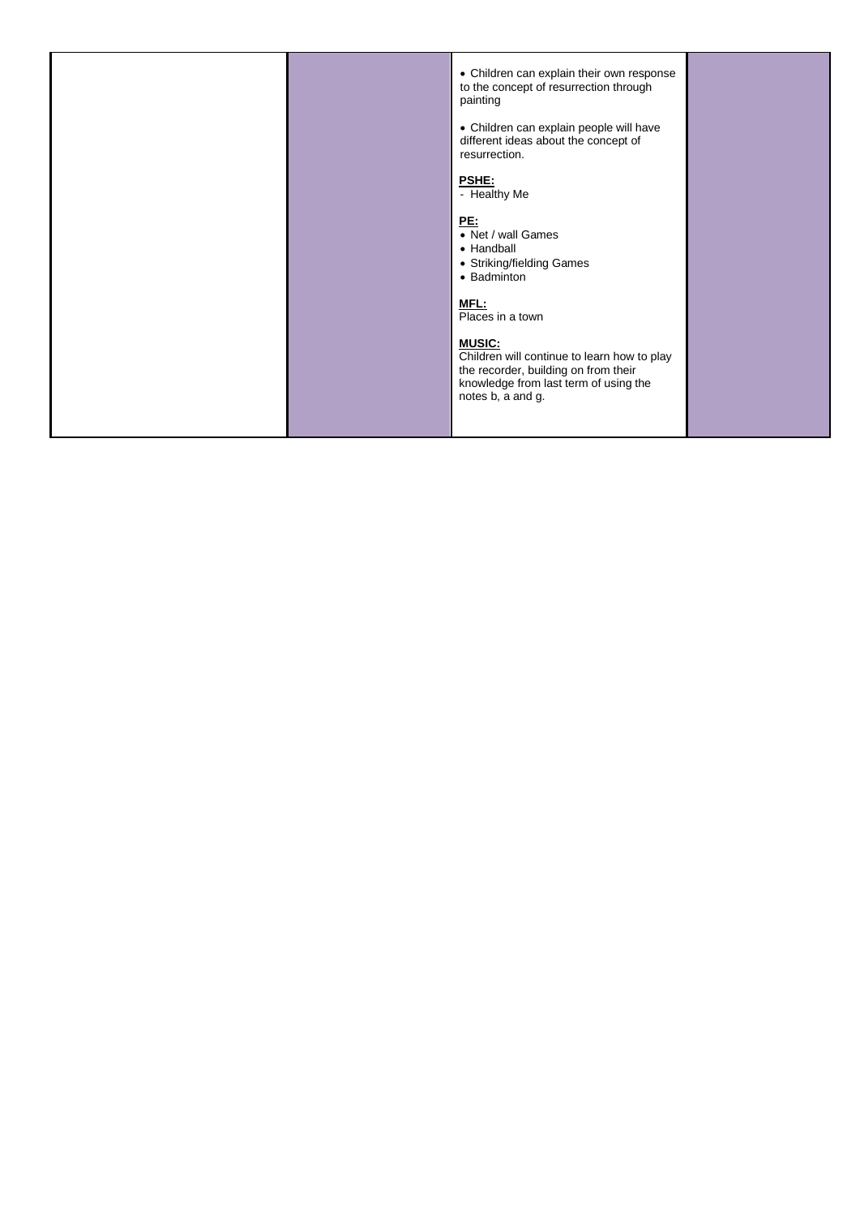| | | | |
|---|---|---|---|
| | | • Children can explain their own response to the concept of resurrection through painting<br><br>• Children can explain people will have different ideas about the concept of resurrection.<br><br>**PSHE:**<br>- Healthy Me<br><br>**PE:**<br>• Net / wall Games<br>• Handball<br>• Striking/fielding Games<br>• Badminton<br><br>**MFL:**<br>Places in a town<br><br>**MUSIC:**<br>Children will continue to learn how to play the recorder, building on from their knowledge from last term of using the notes b, a and g. | |